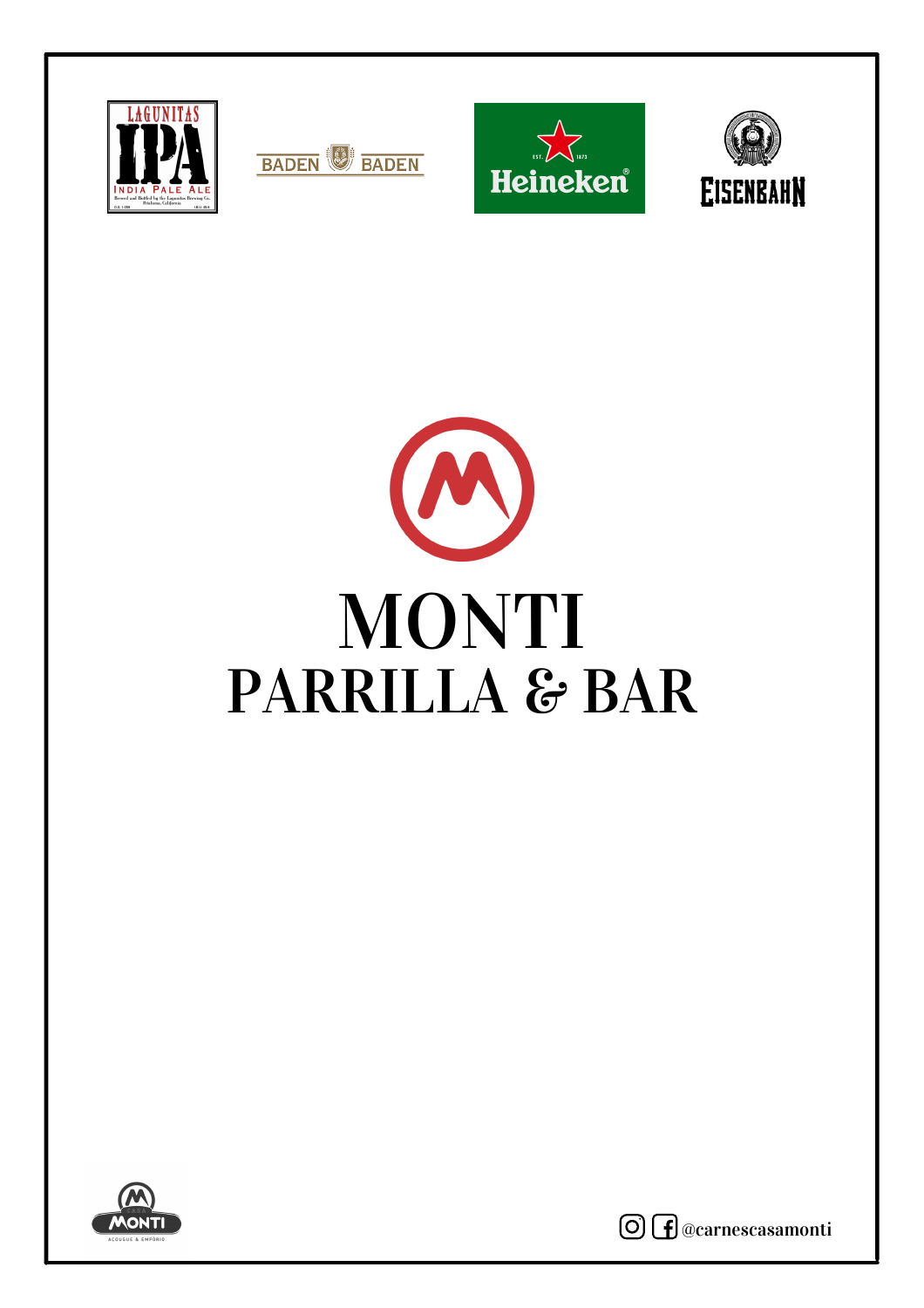# MONTI

## PARRILLA & BAR

@carnescasamonti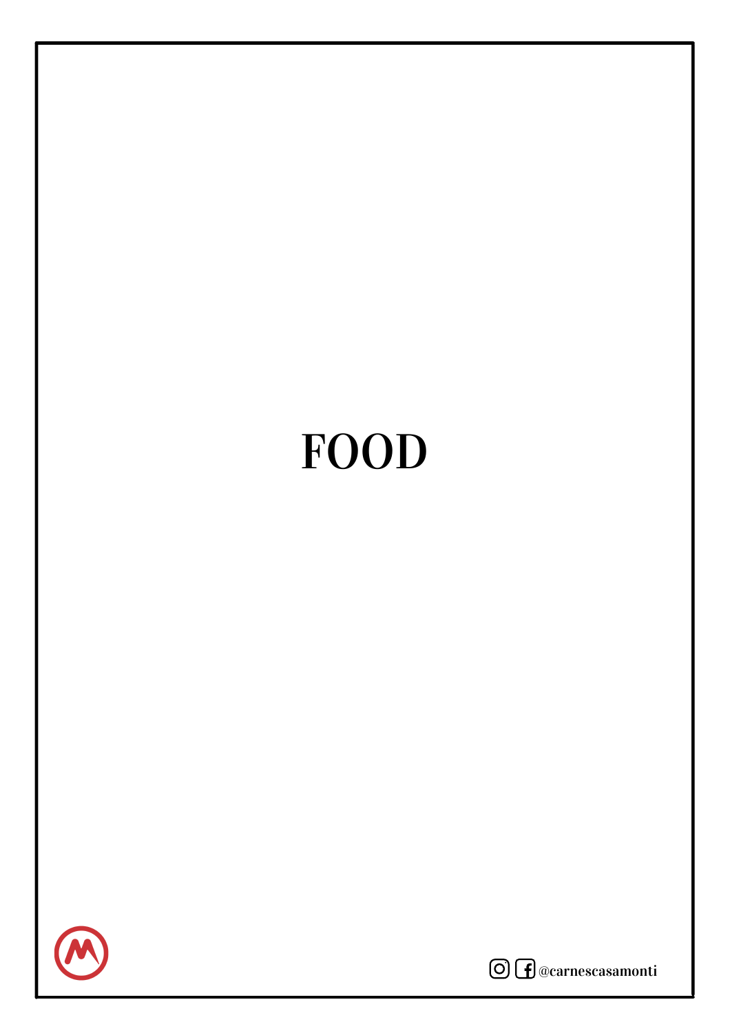# FOOD

@carnescasamonti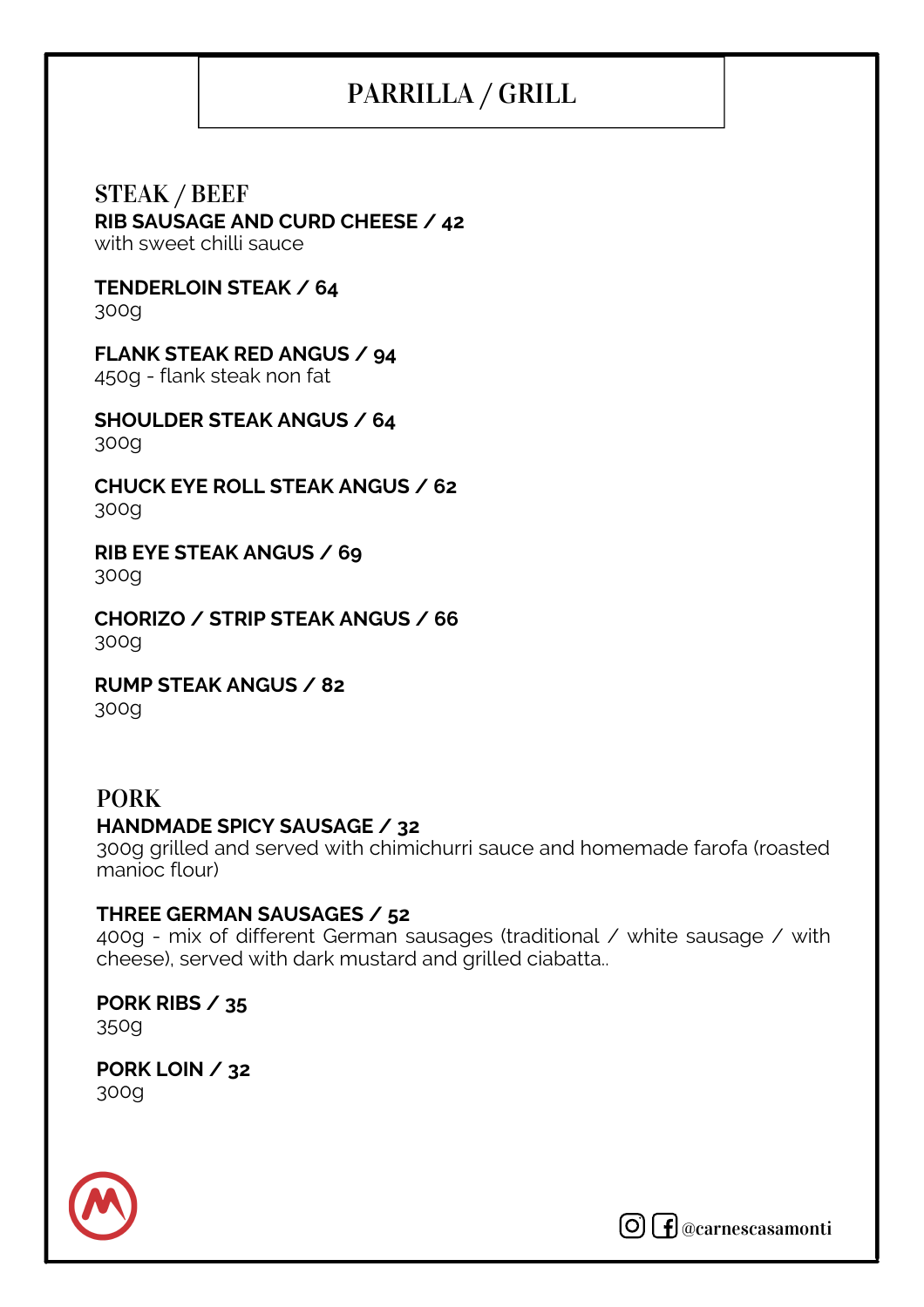# PARRILLA / GRILL

## STEAK / BEEF

**RIB SAUSAGE AND CURD CHEESE / 42**
with sweet chilli sauce

**TENDERLOIN STEAK / 64**
300g

**FLANK STEAK RED ANGUS / 94**
450g - flank steak non fat

**SHOULDER STEAK ANGUS / 64**
300g

**CHUCK EYE ROLL STEAK ANGUS / 62**
300g

**RIB EYE STEAK ANGUS / 69**
300g

**CHORIZO / STRIP STEAK ANGUS / 66**
300g

**RUMP STEAK ANGUS / 82**
300g

## PORK

**HANDMADE SPICY SAUSAGE / 32**
300g grilled and served with chimichurri sauce and homemade farofa (roasted manioc flour)

**THREE GERMAN SAUSAGES / 52**
400g - mix of different German sausages (traditional / white sausage / with cheese), served with dark mustard and grilled ciabatta..

**PORK RIBS / 35**
350g

**PORK LOIN / 32**
300g

@carnescasamonti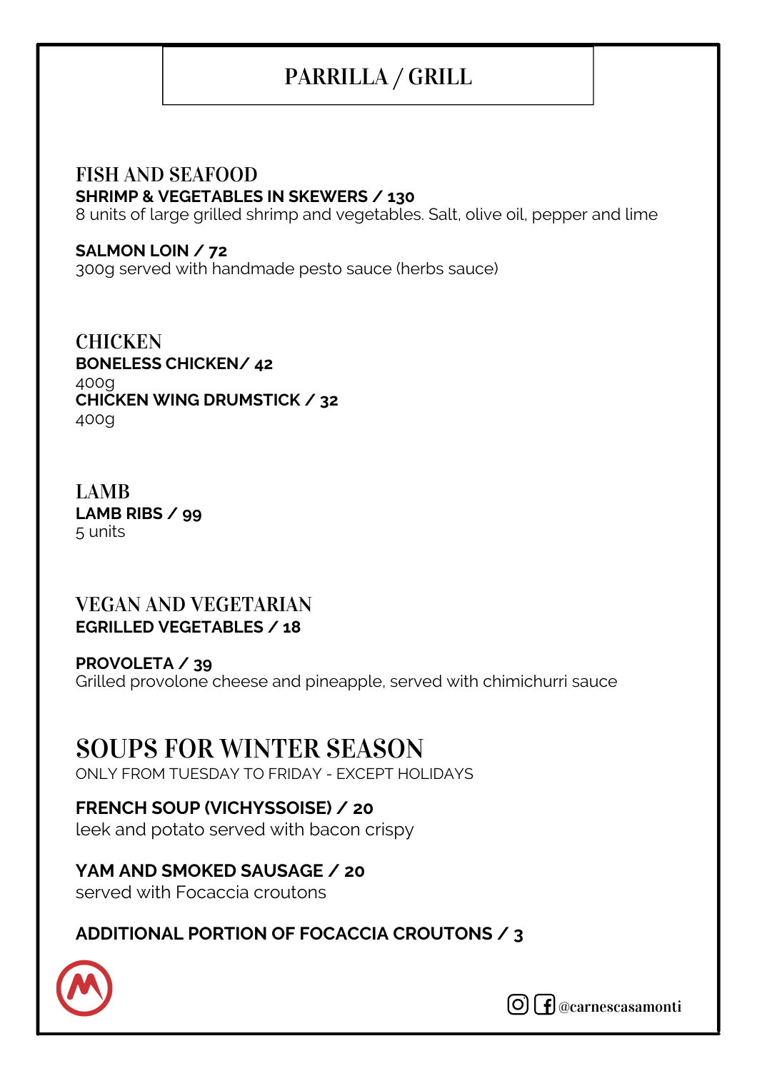# PARRILLA / GRILL

## FISH AND SEAFOOD

**SHRIMP & VEGETABLES IN SKEWERS / 130**
8 units of large grilled shrimp and vegetables. Salt, olive oil, pepper and lime

**SALMON LOIN / 72**
300g served with handmade pesto sauce (herbs sauce)

## CHICKEN

**BONELESS CHICKEN/ 42**
400g
**CHICKEN WING DRUMSTICK / 32**
400g

## LAMB

**LAMB RIBS / 99**
5 units

## VEGAN AND VEGETARIAN

**EGRILLED VEGETABLES / 18**

**PROVOLETA / 39**
Grilled provolone cheese and pineapple, served with chimichurri sauce

# SOUPS FOR WINTER SEASON

ONLY FROM TUESDAY TO FRIDAY - EXCEPT HOLIDAYS

**FRENCH SOUP (VICHYSSOISE) / 20**
leek and potato served with bacon crispy

**YAM AND SMOKED SAUSAGE / 20**
served with Focaccia croutons

**ADDITIONAL PORTION OF FOCACCIA CROUTONS / 3**

@carnescasamonti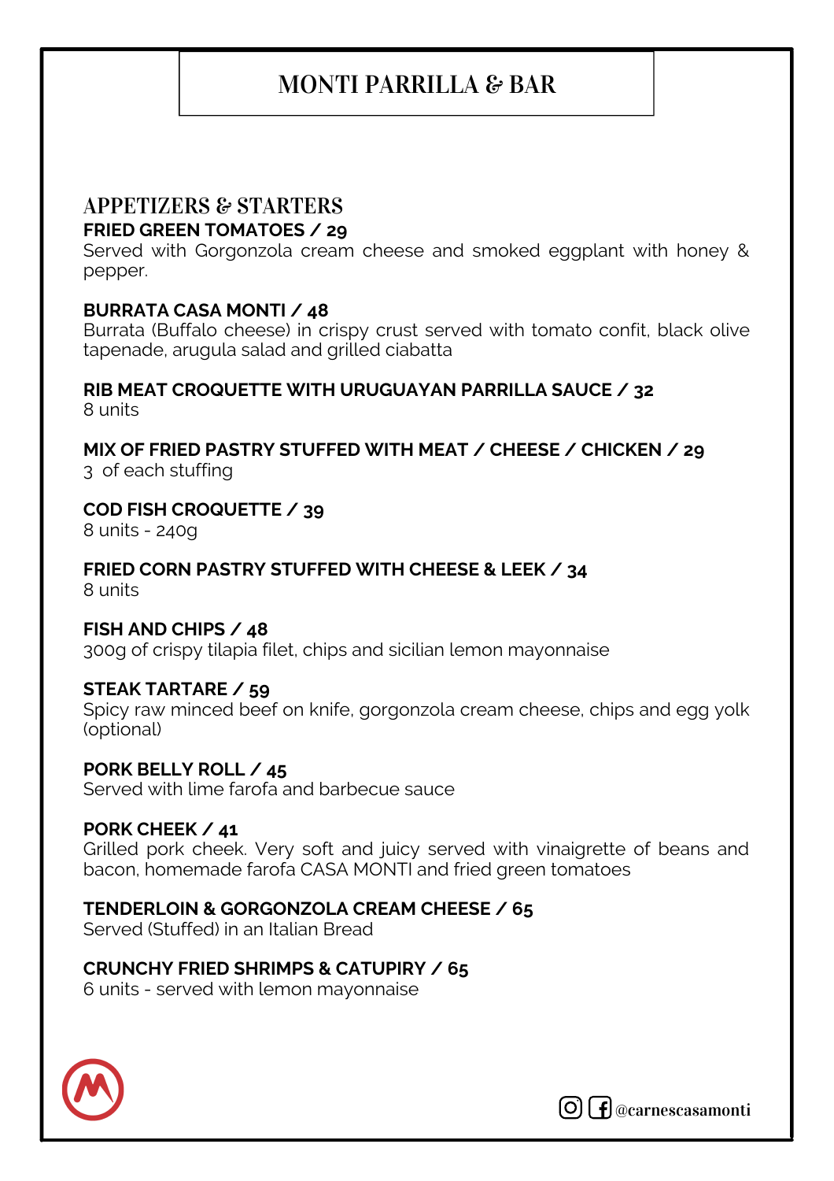# MONTI PARRILLA & BAR

## APPETIZERS & STARTERS

**FRIED GREEN TOMATOES / 29**
Served with Gorgonzola cream cheese and smoked eggplant with honey & pepper.

**BURRATA CASA MONTI / 48**
Burrata (Buffalo cheese) in crispy crust served with tomato confit, black olive tapenade, arugula salad and grilled ciabatta

**RIB MEAT CROQUETTE WITH URUGUAYAN PARRILLA SAUCE / 32**
8 units

**MIX OF FRIED PASTRY STUFFED WITH MEAT / CHEESE / CHICKEN / 29**
3 of each stuffing

**COD FISH CROQUETTE / 39**
8 units - 240g

**FRIED CORN PASTRY STUFFED WITH CHEESE & LEEK / 34**
8 units

**FISH AND CHIPS / 48**
300g of crispy tilapia filet, chips and sicilian lemon mayonnaise

**STEAK TARTARE / 59**
Spicy raw minced beef on knife, gorgonzola cream cheese, chips and egg yolk (optional)

**PORK BELLY ROLL / 45**
Served with lime farofa and barbecue sauce

**PORK CHEEK / 41**
Grilled pork cheek. Very soft and juicy served with vinaigrette of beans and bacon, homemade farofa CASA MONTI and fried green tomatoes

**TENDERLOIN & GORGONZOLA CREAM CHEESE / 65**
Served (Stuffed) in an Italian Bread

**CRUNCHY FRIED SHRIMPS & CATUPIRY / 65**
6 units - served with lemon mayonnaise

@carnescasamonti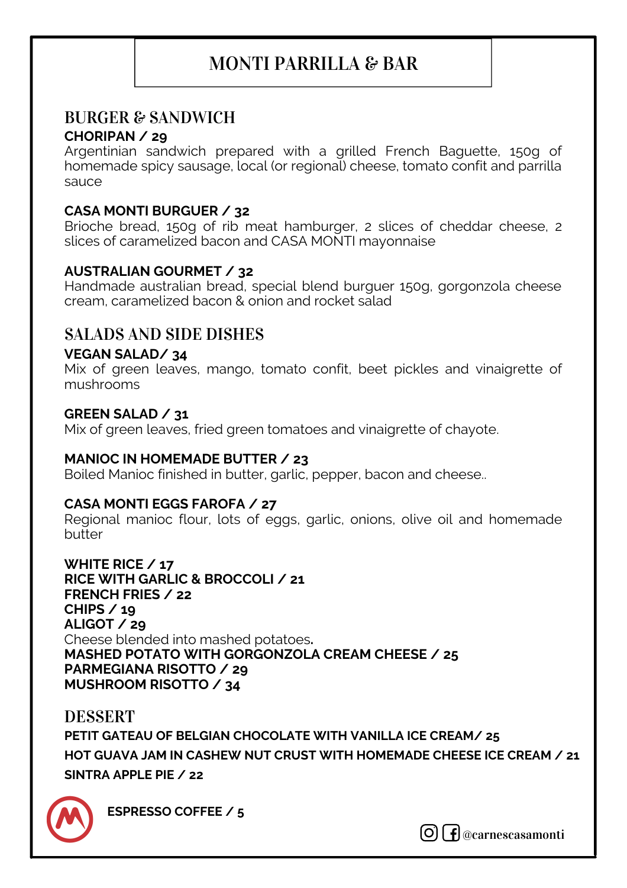# MONTI PARRILLA & BAR

## BURGER & SANDWICH

**CHORIPAN / 29**
Argentinian sandwich prepared with a grilled French Baguette, 150g of homemade spicy sausage, local (or regional) cheese, tomato confit and parrilla sauce

**CASA MONTI BURGUER / 32**
Brioche bread, 150g of rib meat hamburger, 2 slices of cheddar cheese, 2 slices of caramelized bacon and CASA MONTI mayonnaise

**AUSTRALIAN GOURMET / 32**
Handmade australian bread, special blend burguer 150g, gorgonzola cheese cream, caramelized bacon & onion and rocket salad

## SALADS AND SIDE DISHES

**VEGAN SALAD/ 34**
Mix of green leaves, mango, tomato confit, beet pickles and vinaigrette of mushrooms

**GREEN SALAD / 31**
Mix of green leaves, fried green tomatoes and vinaigrette of chayote.

**MANIOC IN HOMEMADE BUTTER / 23**
Boiled Manioc finished in butter, garlic, pepper, bacon and cheese..

**CASA MONTI EGGS FAROFA / 27**
Regional manioc flour, lots of eggs, garlic, onions, olive oil and homemade butter

**WHITE RICE / 17**
**RICE WITH GARLIC & BROCCOLI / 21**
**FRENCH FRIES / 22**
**CHIPS / 19**
**ALIGOT / 29**
Cheese blended into mashed potatoes**.**
**MASHED POTATO WITH GORGONZOLA CREAM CHEESE / 25**
**PARMEGIANA RISOTTO / 29**
**MUSHROOM RISOTTO / 34**

## DESSERT

**PETIT GATEAU OF BELGIAN CHOCOLATE WITH VANILLA ICE CREAM/ 25**

**HOT GUAVA JAM IN CASHEW NUT CRUST WITH HOMEMADE CHEESE ICE CREAM / 21**

**SINTRA APPLE PIE / 22**

**ESPRESSO COFFEE / 5**

@carnescasamonti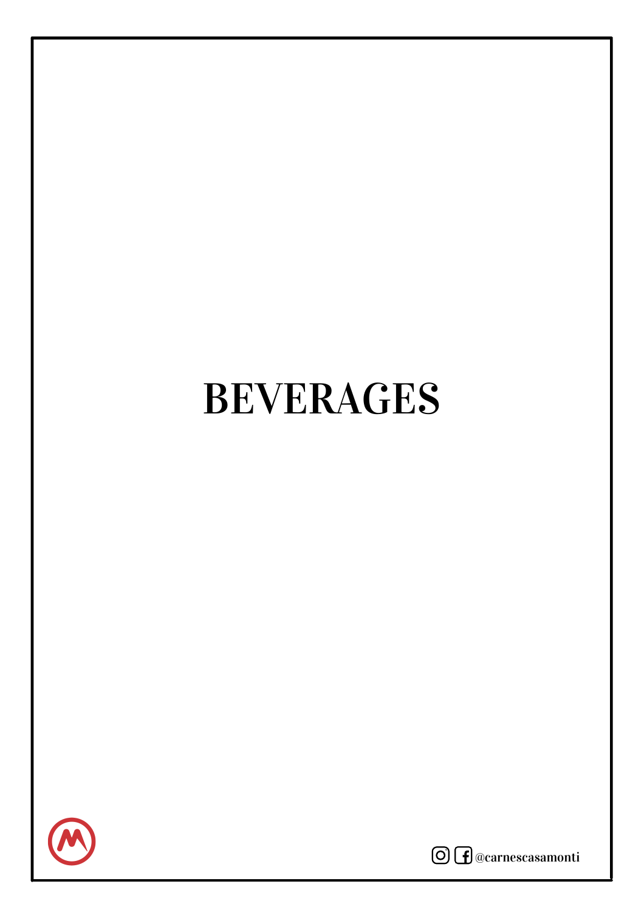# BEVERAGES

@carnescasamonti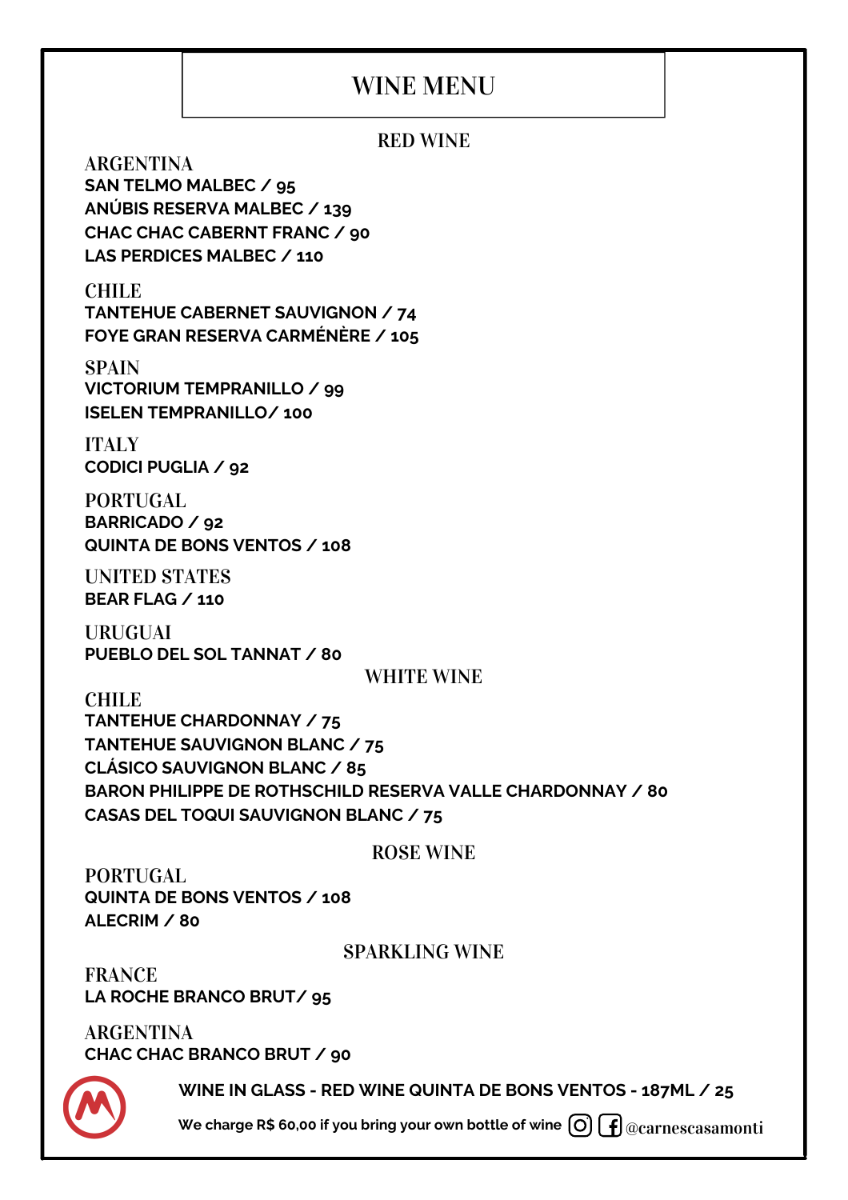# WINE MENU

## RED WINE

### ARGENTINA

**SAN TELMO MALBEC / 95**
**ANÚBIS RESERVA MALBEC / 139**
**CHAC CHAC CABERNT FRANC / 90**
**LAS PERDICES MALBEC / 110**

### CHILE

**TANTEHUE CABERNET SAUVIGNON / 74**
**FOYE GRAN RESERVA CARMÉNÈRE / 105**

### SPAIN

**VICTORIUM TEMPRANILLO / 99**
**ISELEN TEMPRANILLO/ 100**

### ITALY

**CODICI PUGLIA / 92**

### PORTUGAL

**BARRICADO / 92**
**QUINTA DE BONS VENTOS / 108**

### UNITED STATES

**BEAR FLAG / 110**

### URUGUAI

**PUEBLO DEL SOL TANNAT / 80**

## WHITE WINE

### CHILE

**TANTEHUE CHARDONNAY / 75**
**TANTEHUE SAUVIGNON BLANC / 75**
**CLÁSICO SAUVIGNON BLANC / 85**
**BARON PHILIPPE DE ROTHSCHILD RESERVA VALLE CHARDONNAY / 80**
**CASAS DEL TOQUI SAUVIGNON BLANC / 75**

## ROSE WINE

### PORTUGAL

**QUINTA DE BONS VENTOS / 108**
**ALECRIM / 80**

## SPARKLING WINE

### FRANCE

**LA ROCHE BRANCO BRUT/ 95**

### ARGENTINA

**CHAC CHAC BRANCO BRUT / 90**

**WINE IN GLASS - RED WINE QUINTA DE BONS VENTOS - 187ML / 25**

**We charge R$ 60,00 if you bring your own bottle of wine** @carnescasamonti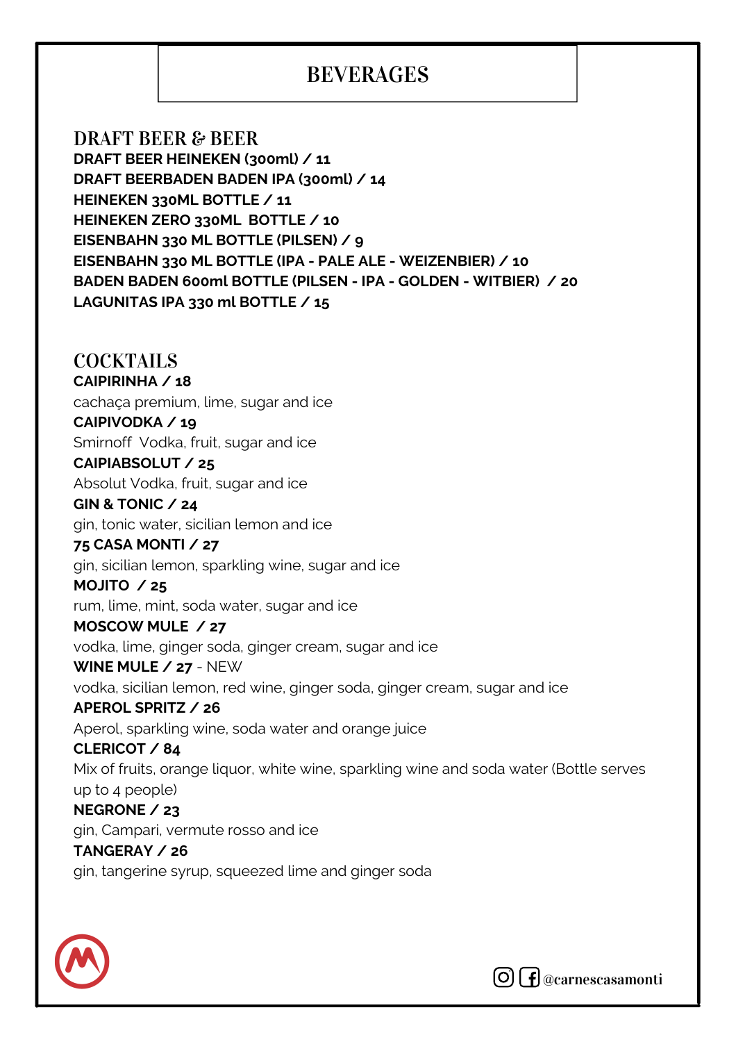# BEVERAGES

## DRAFT BEER & BEER

**DRAFT BEER HEINEKEN (300ml) / 11**
**DRAFT BEERBADEN BADEN IPA (300ml) / 14**
**HEINEKEN 330ML BOTTLE / 11**
**HEINEKEN ZERO 330ML BOTTLE / 10**
**EISENBAHN 330 ML BOTTLE (PILSEN) / 9**
**EISENBAHN 330 ML BOTTLE (IPA - PALE ALE - WEIZENBIER) / 10**
**BADEN BADEN 600ml BOTTLE (PILSEN - IPA - GOLDEN - WITBIER) / 20**
**LAGUNITAS IPA 330 ml BOTTLE / 15**

## COCKTAILS

**CAIPIRINHA / 18**
cachaça premium, lime, sugar and ice

**CAIPIVODKA / 19**
Smirnoff Vodka, fruit, sugar and ice

**CAIPIABSOLUT / 25**
Absolut Vodka, fruit, sugar and ice

**GIN & TONIC / 24**
gin, tonic water, sicilian lemon and ice

**75 CASA MONTI / 27**
gin, sicilian lemon, sparkling wine, sugar and ice

**MOJITO / 25**
rum, lime, mint, soda water, sugar and ice

**MOSCOW MULE / 27**
vodka, lime, ginger soda, ginger cream, sugar and ice

**WINE MULE / 27** - NEW
vodka, sicilian lemon, red wine, ginger soda, ginger cream, sugar and ice

**APEROL SPRITZ / 26**
Aperol, sparkling wine, soda water and orange juice

**CLERICOT / 84**
Mix of fruits, orange liquor, white wine, sparkling wine and soda water (Bottle serves up to 4 people)

**NEGRONE / 23**
gin, Campari, vermute rosso and ice

**TANGERAY / 26**
gin, tangerine syrup, squeezed lime and ginger soda

@carnescasamonti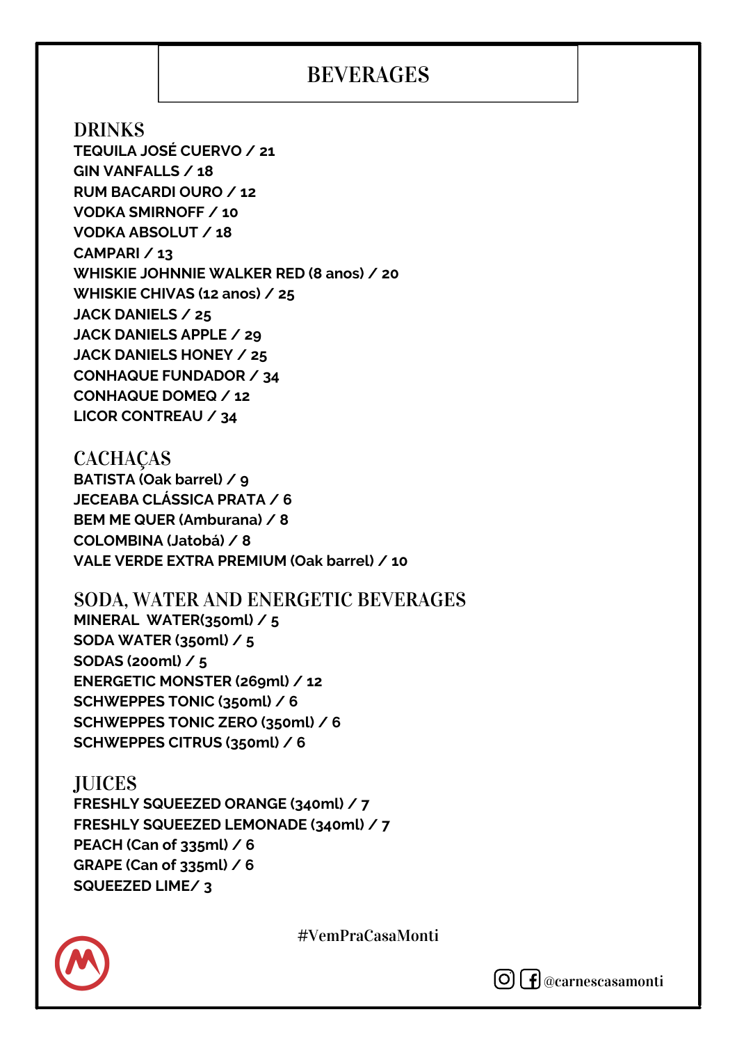# BEVERAGES

## DRINKS

**TEQUILA JOSÉ CUERVO / 21**
**GIN VANFALLS / 18**
**RUM BACARDI OURO / 12**
**VODKA SMIRNOFF / 10**
**VODKA ABSOLUT / 18**
**CAMPARI / 13**
**WHISKIE JOHNNIE WALKER RED (8 anos) / 20**
**WHISKIE CHIVAS (12 anos) / 25**
**JACK DANIELS / 25**
**JACK DANIELS APPLE / 29**
**JACK DANIELS HONEY / 25**
**CONHAQUE FUNDADOR / 34**
**CONHAQUE DOMEQ / 12**
**LICOR CONTREAU / 34**

## CACHAÇAS

**BATISTA (Oak barrel) / 9**
**JECEABA CLÁSSICA PRATA / 6**
**BEM ME QUER (Amburana) / 8**
**COLOMBINA (Jatobá) / 8**
**VALE VERDE EXTRA PREMIUM (Oak barrel) / 10**

## SODA, WATER AND ENERGETIC BEVERAGES

**MINERAL WATER(350ml) / 5**
**SODA WATER (350ml) / 5**
**SODAS (200ml) / 5**
**ENERGETIC MONSTER (269ml) / 12**
**SCHWEPPES TONIC (350ml) / 6**
**SCHWEPPES TONIC ZERO (350ml) / 6**
**SCHWEPPES CITRUS (350ml) / 6**

## JUICES

**FRESHLY SQUEEZED ORANGE (340ml) / 7**
**FRESHLY SQUEEZED LEMONADE (340ml) / 7**
**PEACH (Can of 335ml) / 6**
**GRAPE (Can of 335ml) / 6**
**SQUEEZED LIME/ 3**

#VemPraCasaMonti

@carnescasamonti